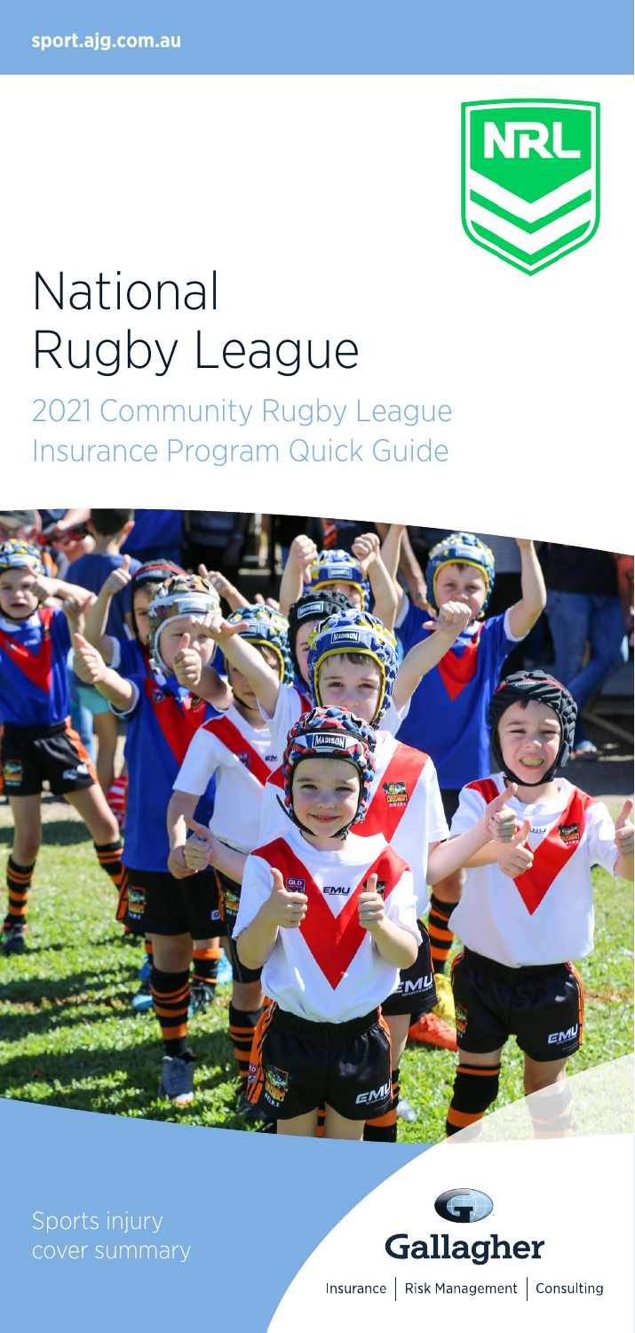sport.ajg.com.au

# National Rugby League

## 2021 Community Rugby League Insurance Program Quick Guide

Sports injury cover summary

Gallagher

Insurance | Risk Management | Consulting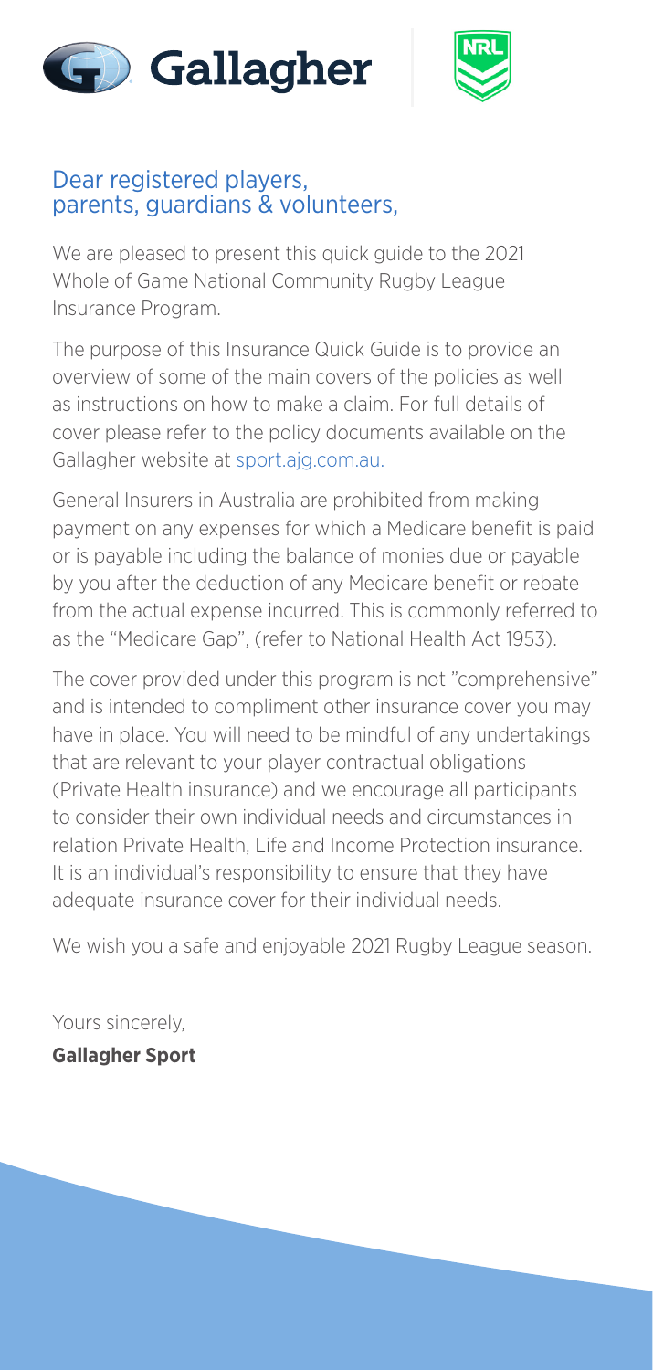## Dear registered players, parents, guardians & volunteers,

We are pleased to present this quick guide to the 2021 Whole of Game National Community Rugby League Insurance Program.

The purpose of this Insurance Quick Guide is to provide an overview of some of the main covers of the policies as well as instructions on how to make a claim. For full details of cover please refer to the policy documents available on the Gallagher website at sport.ajg.com.au.

General Insurers in Australia are prohibited from making payment on any expenses for which a Medicare benefit is paid or is payable including the balance of monies due or payable by you after the deduction of any Medicare benefit or rebate from the actual expense incurred. This is commonly referred to as the "Medicare Gap", (refer to National Health Act 1953).

The cover provided under this program is not "comprehensive" and is intended to compliment other insurance cover you may have in place. You will need to be mindful of any undertakings that are relevant to your player contractual obligations (Private Health insurance) and we encourage all participants to consider their own individual needs and circumstances in relation Private Health, Life and Income Protection insurance. It is an individual's responsibility to ensure that they have adequate insurance cover for their individual needs.

We wish you a safe and enjoyable 2021 Rugby League season.

Yours sincerely,

**Gallagher Sport**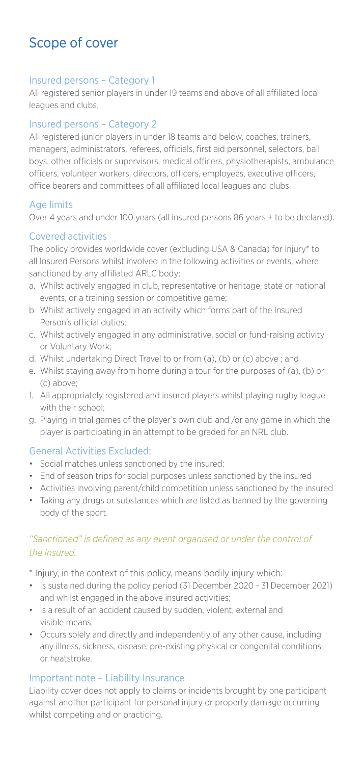# Scope of cover

## Insured persons – Category 1

All registered senior players in under 19 teams and above of all affiliated local leagues and clubs.

## Insured persons – Category 2

All registered junior players in under 18 teams and below, coaches, trainers, managers, administrators, referees, officials, first aid personnel, selectors, ball boys, other officials or supervisors, medical officers, physiotherapists, ambulance officers, volunteer workers, directors, officers, employees, executive officers, office bearers and committees of all affiliated local leagues and clubs.

## Age limits

Over 4 years and under 100 years (all insured persons 86 years + to be declared).

## Covered activities

The policy provides worldwide cover (excluding USA & Canada) for injury* to all Insured Persons whilst involved in the following activities or events, where sanctioned by any affiliated ARLC body:

a. Whilst actively engaged in club, representative or heritage, state or national events, or a training session or competitive game;
b. Whilst actively engaged in an activity which forms part of the Insured Person's official duties;
c. Whilst actively engaged in any administrative, social or fund-raising activity or Voluntary Work;
d. Whilst undertaking Direct Travel to or from (a), (b) or (c) above ; and
e. Whilst staying away from home during a tour for the purposes of (a), (b) or (c) above;
f. All appropriately registered and insured players whilst playing rugby league with their school;
g. Playing in trial games of the player's own club and /or any game in which the player is participating in an attempt to be graded for an NRL club.

## General Activities Excluded:

- Social matches unless sanctioned by the insured;
- End of season trips for social purposes unless sanctioned by the insured
- Activities involving parent/child competition unless sanctioned by the insured
- Taking any drugs or substances which are listed as banned by the governing body of the sport.

*"Sanctioned" is defined as any event organised or under the control of the insured.*

* Injury, in the context of this policy, means bodily injury which:

- Is sustained during the policy period (31 December 2020 - 31 December 2021) and whilst engaged in the above insured activities;
- Is a result of an accident caused by sudden, violent, external and visible means;
- Occurs solely and directly and independently of any other cause, including any illness, sickness, disease, pre-existing physical or congenital conditions or heatstroke.

## Important note – Liability Insurance

Liability cover does not apply to claims or incidents brought by one participant against another participant for personal injury or property damage occurring whilst competing and or practicing.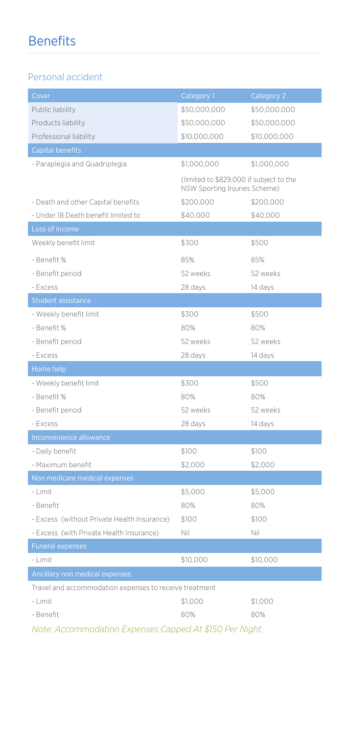# Benefits

## Personal accident

| Cover | Category 1 | Category 2 |
| --- | --- | --- |
| Public liability | $50,000,000 | $50,000,000 |
| Products liability | $50,000,000 | $50,000,000 |
| Professional liability | $10,000,000 | $10,000,000 |
| Capital benefits | | |
| - Paraplegia and Quadriplegia | $1,000,000 | $1,000,000 |
| | (limited to $829,000 if subject to the NSW Sporting Injuries Scheme) | |
| - Death and other Capital benefits | $200,000 | $200,000 |
| - Under 18 Death benefit limited to | $40,000 | $40,000 |
| Loss of income | | |
| Weekly benefit limit | $300 | $500 |
| - Benefit % | 85% | 85% |
| - Benefit period | 52 weeks | 52 weeks |
| - Excess | 28 days | 14 days |
| Student assistance | | |
| - Weekly benefit limit | $300 | $500 |
| - Benefit % | 80% | 80% |
| - Benefit period | 52 weeks | 52 weeks |
| - Excess | 28 days | 14 days |
| Home help | | |
| - Weekly benefit limit | $300 | $500 |
| - Benefit % | 80% | 80% |
| - Benefit period | 52 weeks | 52 weeks |
| - Excess | 28 days | 14 days |
| Inconvenience allowance | | |
| - Daily benefit | $100 | $100 |
| - Maximum benefit | $2,000 | $2,000 |
| Non medicare medical expenses | | |
| - Limit | $5,000 | $5,000 |
| - Benefit | 80% | 80% |
| - Excess (without Private Health Insurance) | $100 | $100 |
| - Excess (with Private Health Insurance) | Nil | Nil |
| Funeral expenses | | |
| - Limit | $10,000 | $10,000 |
| Ancillary non medical expenses | | |
| Travel and accommodation expenses to receive treatment | | |
| - Limit | $1,000 | $1,000 |
| - Benefit | 80% | 80% |

*Note: Accommodation Expenses Capped At $150 Per Night.*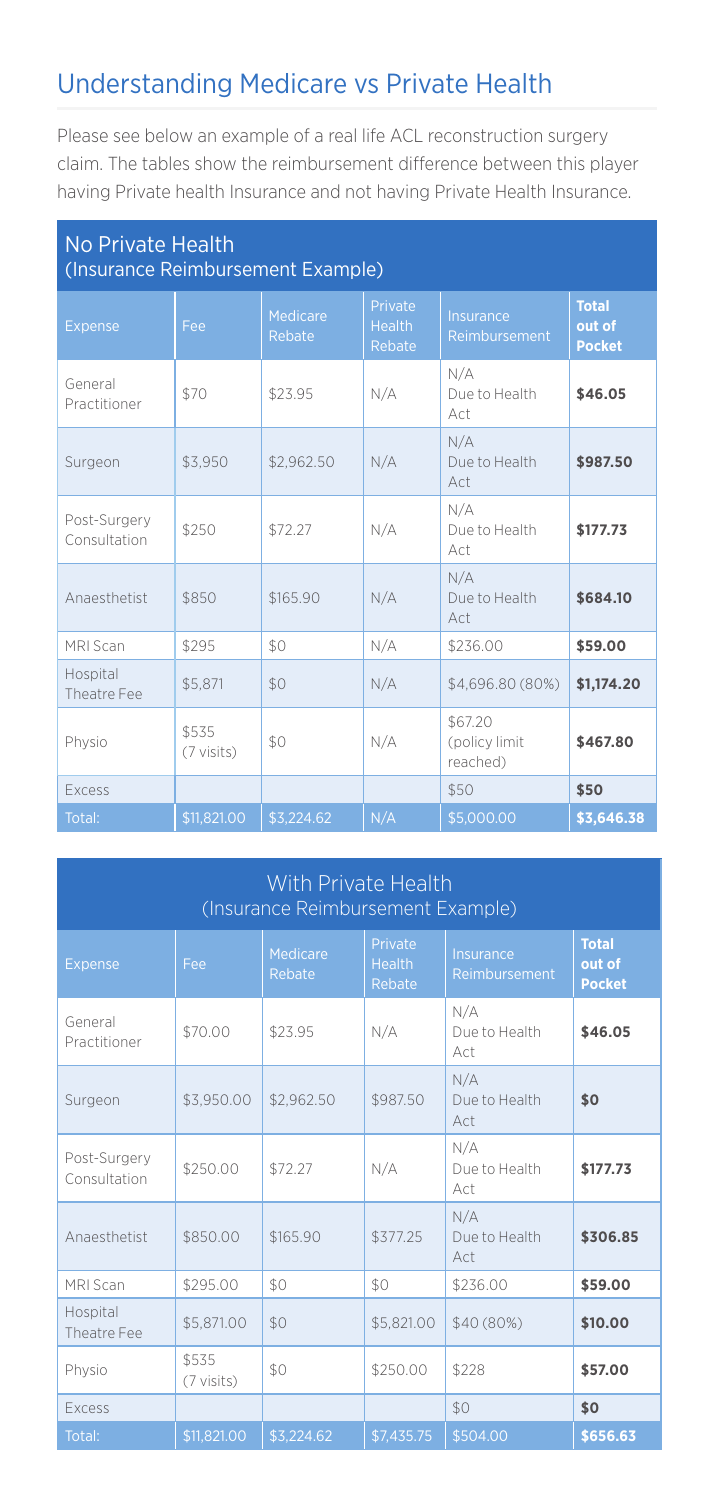## Understanding Medicare vs Private Health

Please see below an example of a real life ACL reconstruction surgery claim. The tables show the reimbursement difference between this player having Private health Insurance and not having Private Health Insurance.

### No Private Health (Insurance Reimbursement Example)

| Expense | Fee | Medicare Rebate | Private Health Rebate | Insurance Reimbursement | Total out of Pocket |
|---|---|---|---|---|---|
| General Practitioner | $70 | $23.95 | N/A | N/A Due to Health Act | **$46.05** |
| Surgeon | $3,950 | $2,962.50 | N/A | N/A Due to Health Act | **$987.50** |
| Post-Surgery Consultation | $250 | $72.27 | N/A | N/A Due to Health Act | **$177.73** |
| Anaesthetist | $850 | $165.90 | N/A | N/A Due to Health Act | **$684.10** |
| MRI Scan | $295 | $0 | N/A | $236.00 | **$59.00** |
| Hospital Theatre Fee | $5,871 | $0 | N/A | $4,696.80 (80%) | **$1,174.20** |
| Physio | $535 (7 visits) | $0 | N/A | $67.20 (policy limit reached) | **$467.80** |
| Excess | | | | $50 | **$50** |
| Total: | $11,821.00 | $3,224.62 | N/A | $5,000.00 | $3,646.38 |

### With Private Health (Insurance Reimbursement Example)

| Expense | Fee | Medicare Rebate | Private Health Rebate | Insurance Reimbursement | Total out of Pocket |
|---|---|---|---|---|---|
| General Practitioner | $70.00 | $23.95 | N/A | N/A Due to Health Act | **$46.05** |
| Surgeon | $3,950.00 | $2,962.50 | $987.50 | N/A Due to Health Act | **$0** |
| Post-Surgery Consultation | $250.00 | $72.27 | N/A | N/A Due to Health Act | **$177.73** |
| Anaesthetist | $850.00 | $165.90 | $377.25 | N/A Due to Health Act | **$306.85** |
| MRI Scan | $295.00 | $0 | $0 | $236.00 | **$59.00** |
| Hospital Theatre Fee | $5,871.00 | $0 | $5,821.00 | $40 (80%) | **$10.00** |
| Physio | $535 (7 visits) | $0 | $250.00 | $228 | **$57.00** |
| Excess | | | | $0 | **$0** |
| Total: | $11,821.00 | $3,224.62 | $7,435.75 | $504.00 | $656.63 |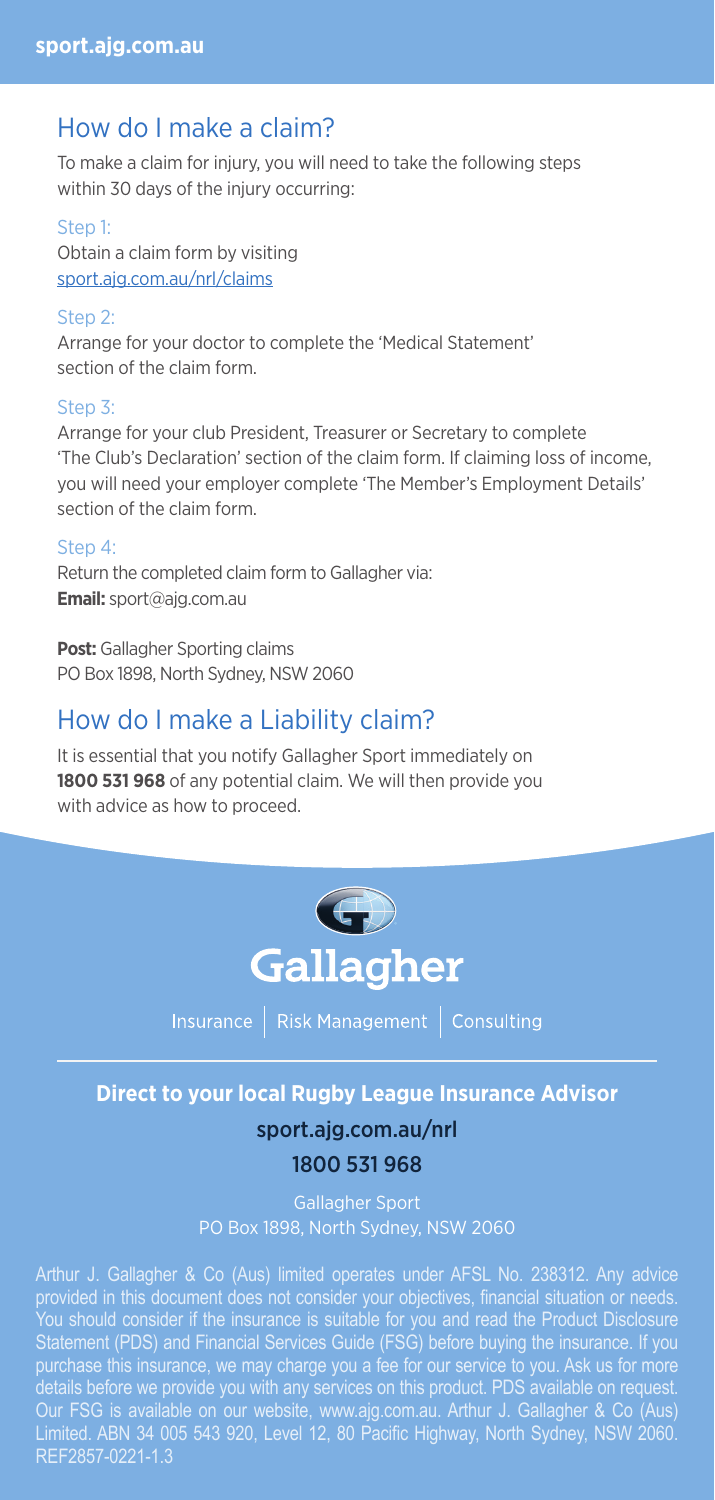## How do I make a claim?

To make a claim for injury, you will need to take the following steps within 30 days of the injury occurring:

Step 1:
Obtain a claim form by visiting sport.ajg.com.au/nrl/claims

Step 2:
Arrange for your doctor to complete the 'Medical Statement' section of the claim form.

Step 3:
Arrange for your club President, Treasurer or Secretary to complete 'The Club's Declaration' section of the claim form. If claiming loss of income, you will need your employer complete 'The Member's Employment Details' section of the claim form.

Step 4:
Return the completed claim form to Gallagher via:
**Email:** sport@ajg.com.au

**Post:** Gallagher Sporting claims
PO Box 1898, North Sydney, NSW 2060

## How do I make a Liability claim?

It is essential that you notify Gallagher Sport immediately on **1800 531 968** of any potential claim. We will then provide you with advice as how to proceed.

Gallagher

Insurance | Risk Management | Consulting

**Direct to your local Rugby League Insurance Advisor**

sport.ajg.com.au/nrl

1800 531 968

Gallagher Sport
PO Box 1898, North Sydney, NSW 2060

Arthur J. Gallagher & Co (Aus) limited operates under AFSL No. 238312. Any advice provided in this document does not consider your objectives, financial situation or needs. You should consider if the insurance is suitable for you and read the Product Disclosure Statement (PDS) and Financial Services Guide (FSG) before buying the insurance. If you purchase this insurance, we may charge you a fee for our service to you. Ask us for more details before we provide you with any services on this product. PDS available on request. Our FSG is available on our website, www.ajg.com.au. Arthur J. Gallagher & Co (Aus) Limited. ABN 34 005 543 920, Level 12, 80 Pacific Highway, North Sydney, NSW 2060. REF2857-0221-1.3